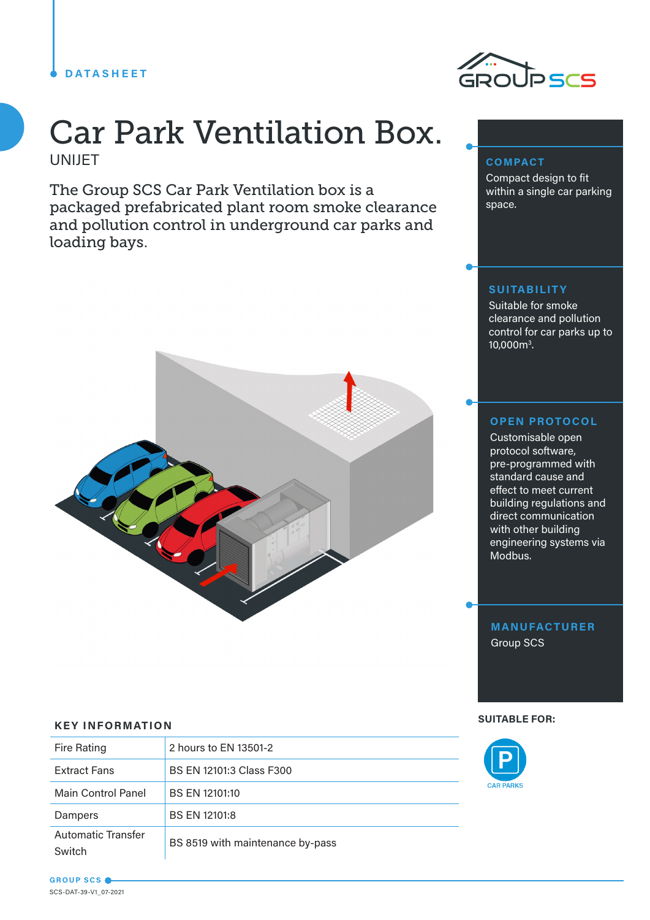DATASHEET

# Car Park Ventilation Box.

UNIJET

The Group SCS Car Park Ventilation box is a packaged prefabricated plant room smoke clearance and pollution control in underground car parks and loading bays.

### COMPACT

Compact design to fit within a single car parking space.

### SUITABILITY

Suitable for smoke clearance and pollution control for car parks up to 10,000m$^3$.

### OPEN PROTOCOL

Customisable open protocol software, pre-programmed with standard cause and effect to meet current building regulations and direct communication with other building engineering systems via Modbus.

### MANUFACTURER

Group SCS

## KEY INFORMATION

| | |
|---|---|
| Fire Rating | 2 hours to EN 13501-2 |
| Extract Fans | BS EN 12101:3 Class F300 |
| Main Control Panel | BS EN 12101:10 |
| Dampers | BS EN 12101:8 |
| Automatic Transfer Switch | BS 8519 with maintenance by-pass |

**SUITABLE FOR:**

CAR PARKS

SCS-DAT-39-V1_07-2021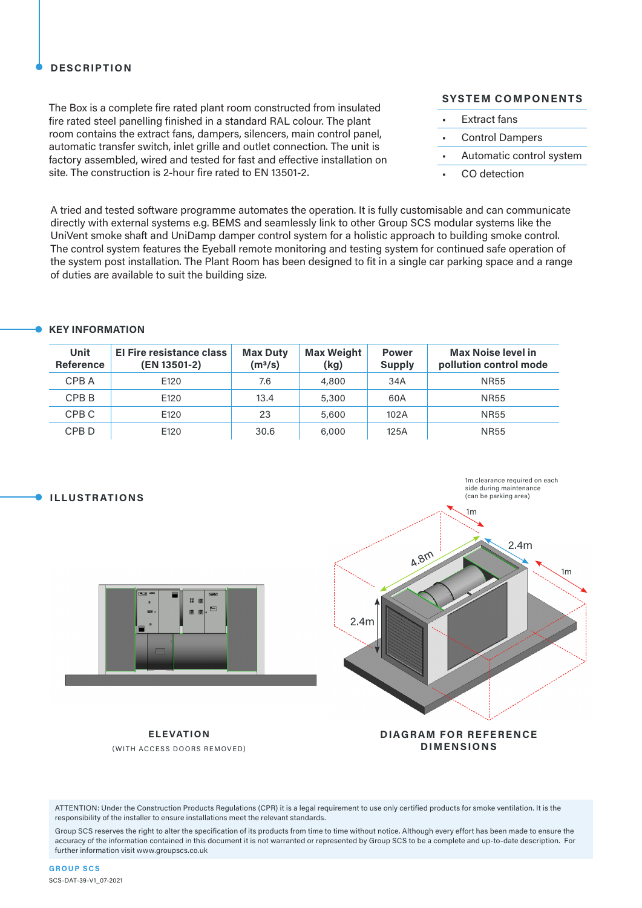## DESCRIPTION

The Box is a complete fire rated plant room constructed from insulated fire rated steel panelling finished in a standard RAL colour. The plant room contains the extract fans, dampers, silencers, main control panel, automatic transfer switch, inlet grille and outlet connection. The unit is factory assembled, wired and tested for fast and effective installation on site. The construction is 2-hour fire rated to EN 13501-2.

### SYSTEM COMPONENTS

- Extract fans
- Control Dampers
- Automatic control system
- CO detection

A tried and tested software programme automates the operation. It is fully customisable and can communicate directly with external systems e.g. BEMS and seamlessly link to other Group SCS modular systems like the UniVent smoke shaft and UniDamp damper control system for a holistic approach to building smoke control. The control system features the Eyeball remote monitoring and testing system for continued safe operation of the system post installation. The Plant Room has been designed to fit in a single car parking space and a range of duties are available to suit the building size.

## KEY INFORMATION

| Unit Reference | EI Fire resistance class (EN 13501-2) | Max Duty ($m^3/s$) | Max Weight (kg) | Power Supply | Max Noise level in pollution control mode |
|---|---|---|---|---|---|
| CPB A | E120 | 7.6 | 4,800 | 34A | NR55 |
| CPB B | E120 | 13.4 | 5,300 | 60A | NR55 |
| CPB C | E120 | 23 | 5,600 | 102A | NR55 |
| CPB D | E120 | 30.6 | 6,000 | 125A | NR55 |

## ILLUSTRATIONS

ELEVATION

(WITH ACCESS DOORS REMOVED)

1m clearance required on each side during maintenance (can be parking area)

1m

4.8m

2.4m

1m

2.4m

DIAGRAM FOR REFERENCE DIMENSIONS

ATTENTION: Under the Construction Products Regulations (CPR) it is a legal requirement to use only certified products for smoke ventilation. It is the responsibility of the installer to ensure installations meet the relevant standards.

Group SCS reserves the right to alter the specification of its products from time to time without notice. Although every effort has been made to ensure the accuracy of the information contained in this document it is not warranted or represented by Group SCS to be a complete and up-to-date description. For further information visit www.groupscs.co.uk

GROUP SCS

SCS-DAT-39-V1_07-2021